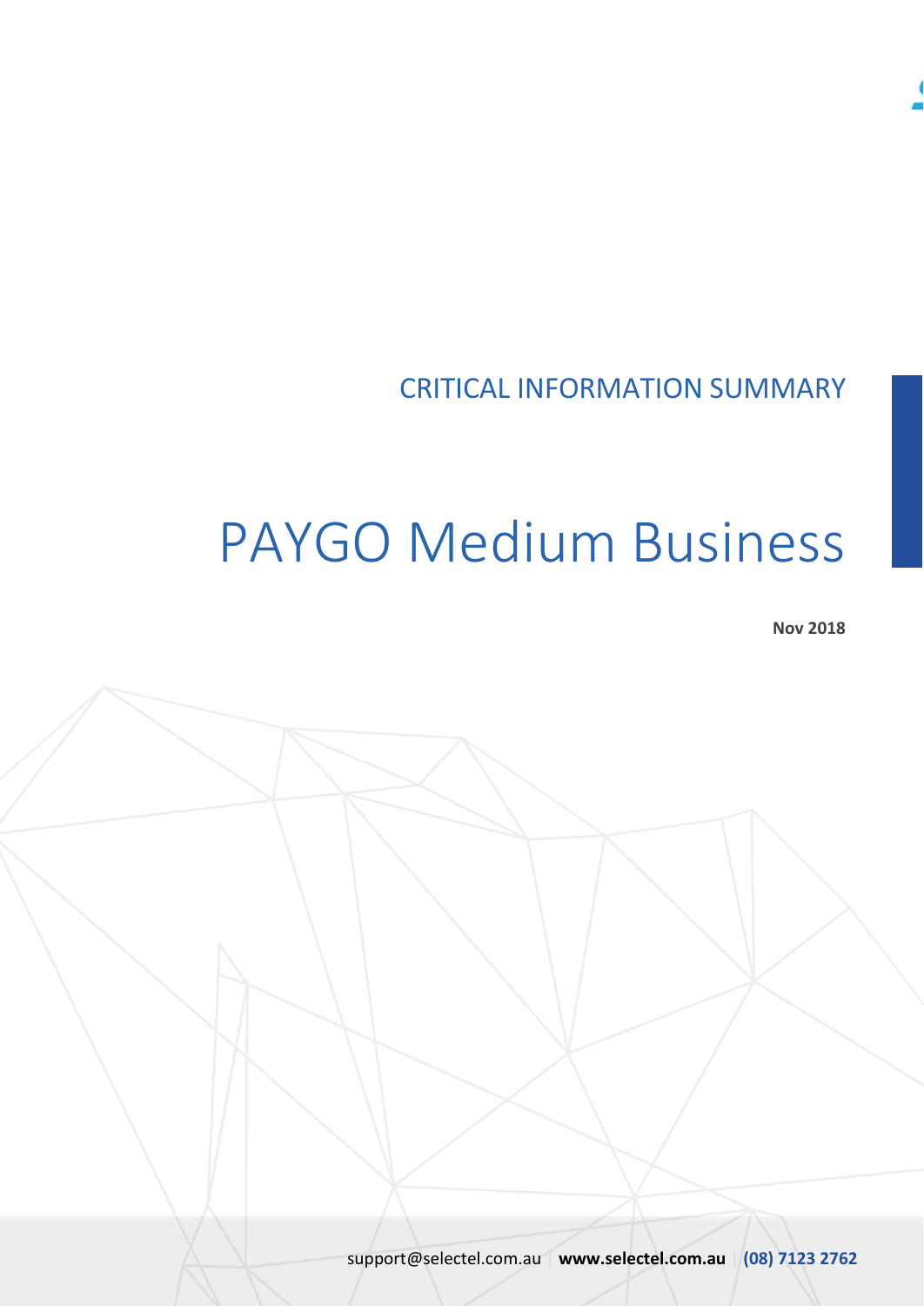CRITICAL INFORMATION SUMMARY

# PAYGO Medium Business

**Nov 2018**

support@selectel.com.au | **www.selectel.com.au** | **(08) 7123 2762**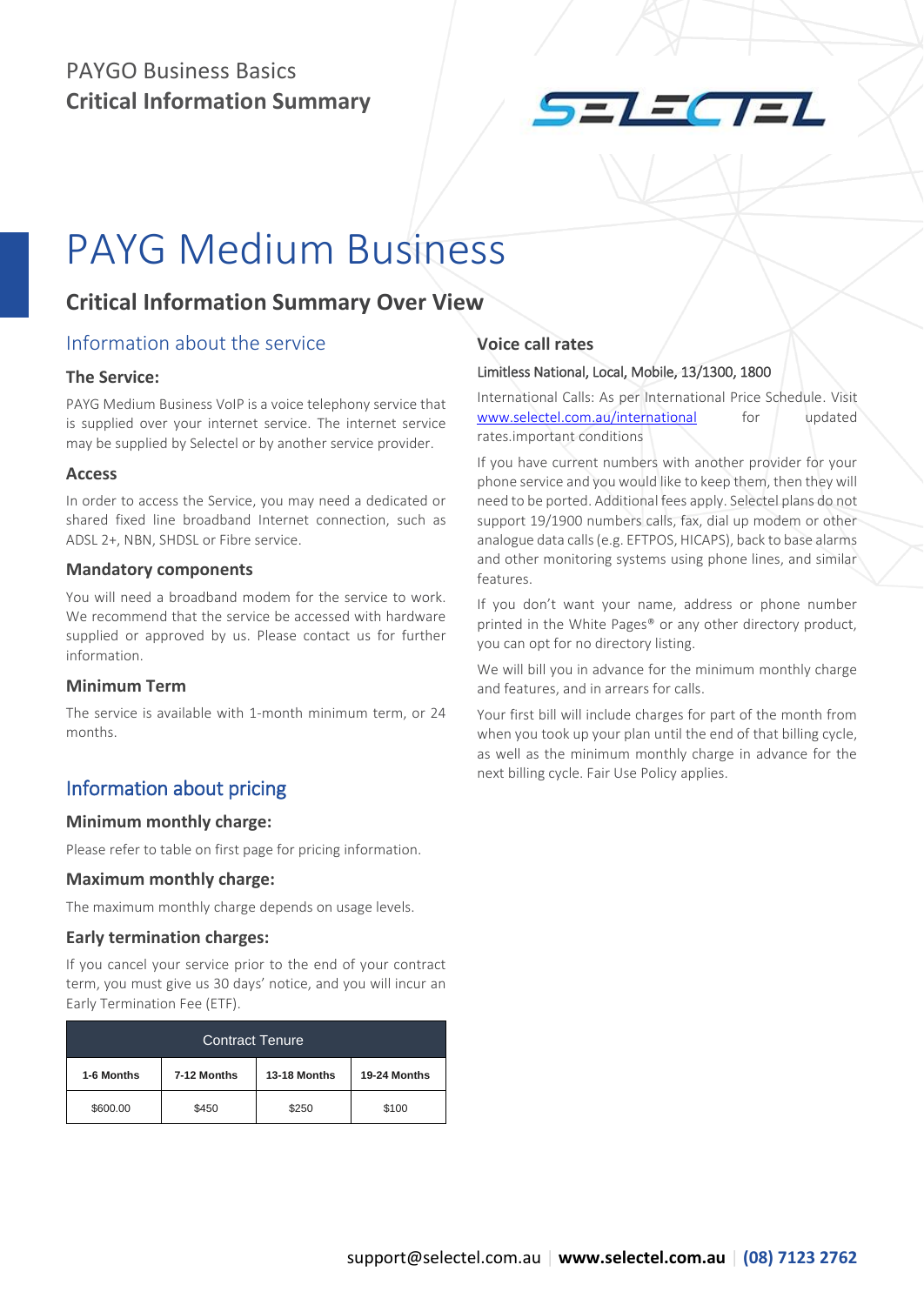# PAYG Medium Business

## Critical Information Summary Over View

### Information about the service

#### The Service:

PAYG Medium Business VoIP is a voice telephony service that is supplied over your internet service. The internet service may be supplied by Selectel or by another service provider.

#### Access

In order to access the Service, you may need a dedicated or shared fixed line broadband Internet connection, such as ADSL 2+, NBN, SHDSL or Fibre service.

#### Mandatory components

You will need a broadband modem for the service to work. We recommend that the service be accessed with hardware supplied or approved by us. Please contact us for further information.

#### Minimum Term

The service is available with 1-month minimum term, or 24 months.

### Information about pricing

#### Minimum monthly charge:

Please refer to table on first page for pricing information.

#### Maximum monthly charge:

The maximum monthly charge depends on usage levels.

#### Early termination charges:

If you cancel your service prior to the end of your contract term, you must give us 30 days' notice, and you will incur an Early Termination Fee (ETF).

| Contract Tenure | | | |
|---|---|---|---|
| **1-6 Months** | **7-12 Months** | **13-18 Months** | **19-24 Months** |
| $600.00 | $450 | $250 | $100 |

#### Voice call rates

Limitless National, Local, Mobile, 13/1300, 1800

International Calls: As per International Price Schedule. Visit www.selectel.com.au/international for updated rates.important conditions

If you have current numbers with another provider for your phone service and you would like to keep them, then they will need to be ported. Additional fees apply. Selectel plans do not support 19/1900 numbers calls, fax, dial up modem or other analogue data calls (e.g. EFTPOS, HICAPS), back to base alarms and other monitoring systems using phone lines, and similar features.

If you don't want your name, address or phone number printed in the White Pages® or any other directory product, you can opt for no directory listing.

We will bill you in advance for the minimum monthly charge and features, and in arrears for calls.

Your first bill will include charges for part of the month from when you took up your plan until the end of that billing cycle, as well as the minimum monthly charge in advance for the next billing cycle. Fair Use Policy applies.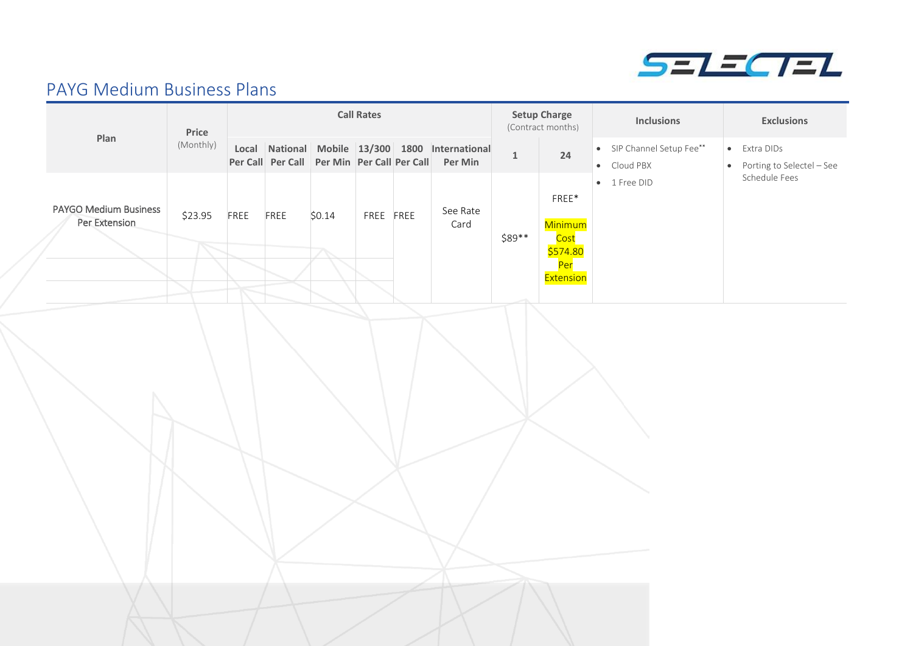## PAYG Medium Business Plans

| Plan | Price (Monthly) | Call Rates | | | | | | Setup Charge (Contract months) | | Inclusions | Exclusions |
|---|---|---|---|---|---|---|---|---|---|---|---|
| | | Local Per Call | National Per Call | Mobile Per Min | 13/300 Per Call | 1800 Per Call | International Per Min | 1 | 24 | | |
| PAYGO Medium Business Per Extension | $23.95 | FREE | FREE | $0.14 | FREE | FREE | See Rate Card | $89** | FREE* Minimum Cost $574.80 Per Extension | • SIP Channel Setup Fee** • Cloud PBX • 1 Free DID | • Extra DIDs • Porting to Selectel – See Schedule Fees |
| | | | | | | | | | | | |
| | | | | | | | | | | | |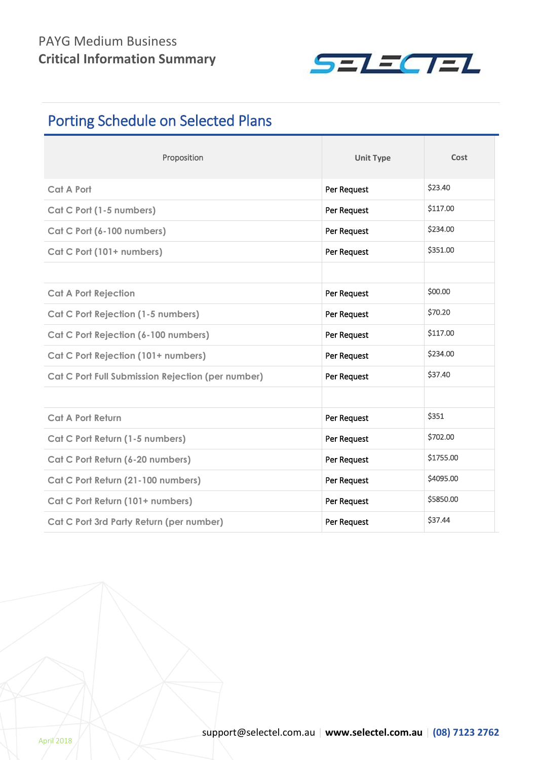## Porting Schedule on Selected Plans

| Proposition | Unit Type | Cost |
|---|---|---|
| Cat A Port | Per Request | $23.40 |
| Cat C Port (1-5 numbers) | Per Request | $117.00 |
| Cat C Port (6-100 numbers) | Per Request | $234.00 |
| Cat C Port (101+ numbers) | Per Request | $351.00 |
| | | |
| Cat A Port Rejection | Per Request | $00.00 |
| Cat C Port Rejection (1-5 numbers) | Per Request | $70.20 |
| Cat C Port Rejection (6-100 numbers) | Per Request | $117.00 |
| Cat C Port Rejection (101+ numbers) | Per Request | $234.00 |
| Cat C Port Full Submission Rejection (per number) | Per Request | $37.40 |
| | | |
| Cat A Port Return | Per Request | $351 |
| Cat C Port Return (1-5 numbers) | Per Request | $702.00 |
| Cat C Port Return (6-20 numbers) | Per Request | $1755.00 |
| Cat C Port Return (21-100 numbers) | Per Request | $4095.00 |
| Cat C Port Return (101+ numbers) | Per Request | $5850.00 |
| Cat C Port 3rd Party Return (per number) | Per Request | $37.44 |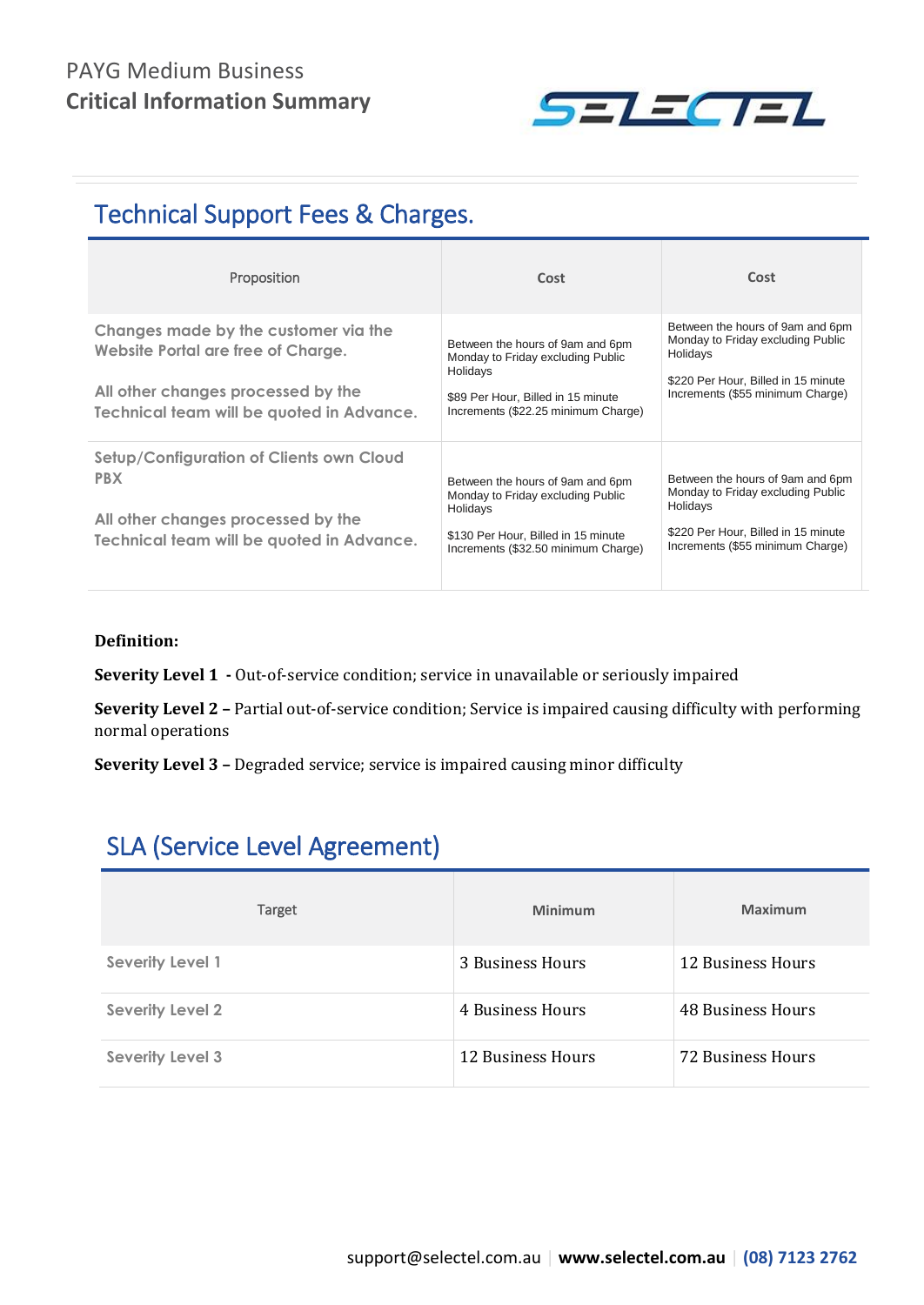PAYG Medium Business
**Critical Information Summary**

## Technical Support Fees & Charges.

| Proposition | Cost | Cost |
|---|---|---|
| Changes made by the customer via the Website Portal are free of Charge.<br><br>All other changes processed by the Technical team will be quoted in Advance. | Between the hours of 9am and 6pm Monday to Friday excluding Public Holidays<br><br>$89 Per Hour, Billed in 15 minute Increments ($22.25 minimum Charge) | Between the hours of 9am and 6pm Monday to Friday excluding Public Holidays<br><br>$220 Per Hour, Billed in 15 minute Increments ($55 minimum Charge) |
| Setup/Configuration of Clients own Cloud PBX<br><br>All other changes processed by the Technical team will be quoted in Advance. | Between the hours of 9am and 6pm Monday to Friday excluding Public Holidays<br><br>$130 Per Hour, Billed in 15 minute Increments ($32.50 minimum Charge) | Between the hours of 9am and 6pm Monday to Friday excluding Public Holidays<br><br>$220 Per Hour, Billed in 15 minute Increments ($55 minimum Charge) |

**Definition:**

**Severity Level 1 -** Out-of-service condition; service in unavailable or seriously impaired

**Severity Level 2 –** Partial out-of-service condition; Service is impaired causing difficulty with performing normal operations

**Severity Level 3 –** Degraded service; service is impaired causing minor difficulty

## SLA (Service Level Agreement)

| Target | Minimum | Maximum |
|---|---|---|
| Severity Level 1 | 3 Business Hours | 12 Business Hours |
| Severity Level 2 | 4 Business Hours | 48 Business Hours |
| Severity Level 3 | 12 Business Hours | 72 Business Hours |

support@selectel.com.au | **www.selectel.com.au** | **(08) 7123 2762**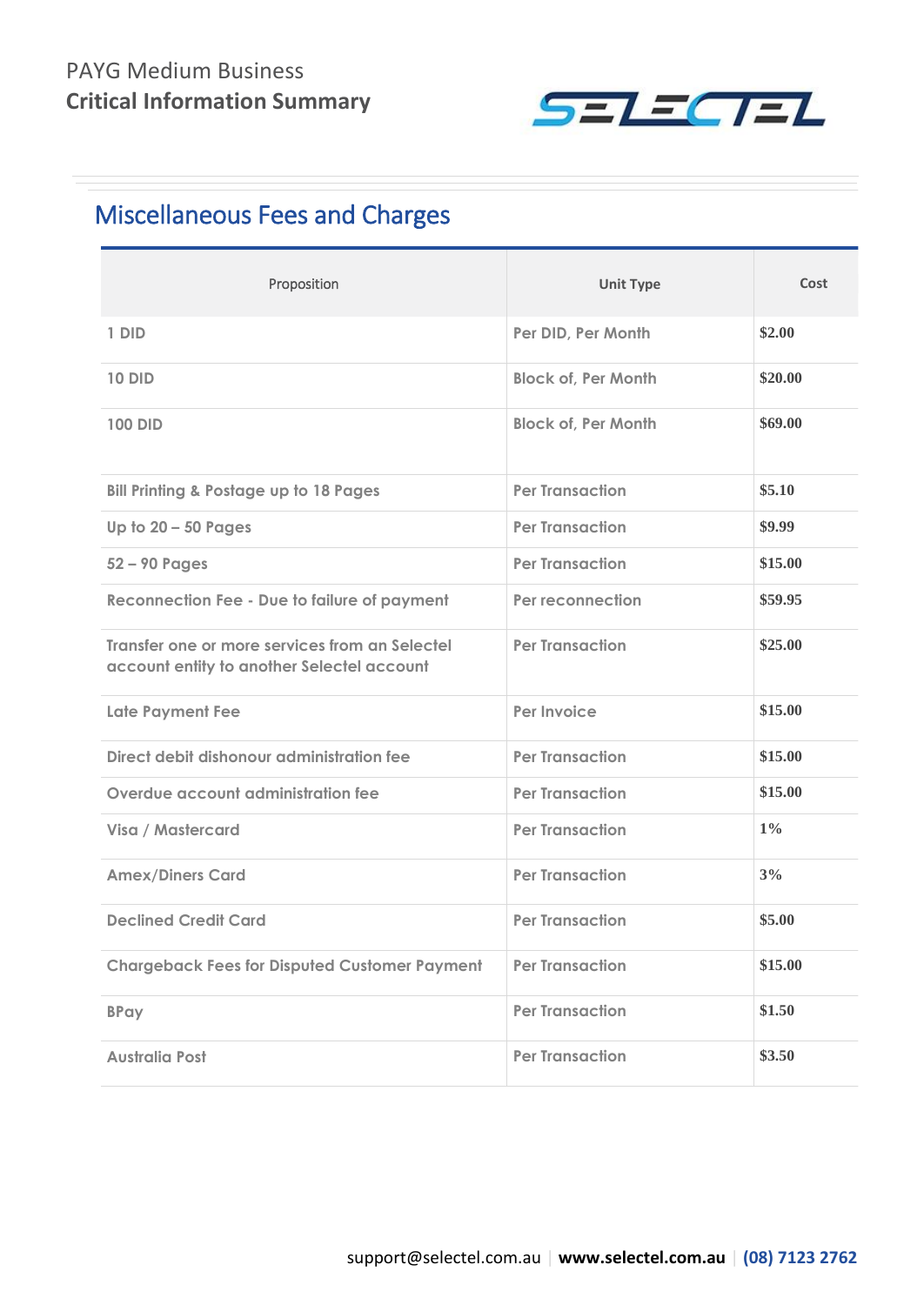# Miscellaneous Fees and Charges

| Proposition | Unit Type | Cost |
|---|---|---|
| 1 DID | Per DID, Per Month | $2.00 |
| 10 DID | Block of, Per Month | $20.00 |
| 100 DID | Block of, Per Month | $69.00 |
| Bill Printing & Postage up to 18 Pages | Per Transaction | $5.10 |
| Up to 20 – 50 Pages | Per Transaction | $9.99 |
| 52 – 90 Pages | Per Transaction | $15.00 |
| Reconnection Fee - Due to failure of payment | Per reconnection | $59.95 |
| Transfer one or more services from an Selectel account entity to another Selectel account | Per Transaction | $25.00 |
| Late Payment Fee | Per Invoice | $15.00 |
| Direct debit dishonour administration fee | Per Transaction | $15.00 |
| Overdue account administration fee | Per Transaction | $15.00 |
| Visa / Mastercard | Per Transaction | 1% |
| Amex/Diners Card | Per Transaction | 3% |
| Declined Credit Card | Per Transaction | $5.00 |
| Chargeback Fees for Disputed Customer Payment | Per Transaction | $15.00 |
| BPay | Per Transaction | $1.50 |
| Australia Post | Per Transaction | $3.50 |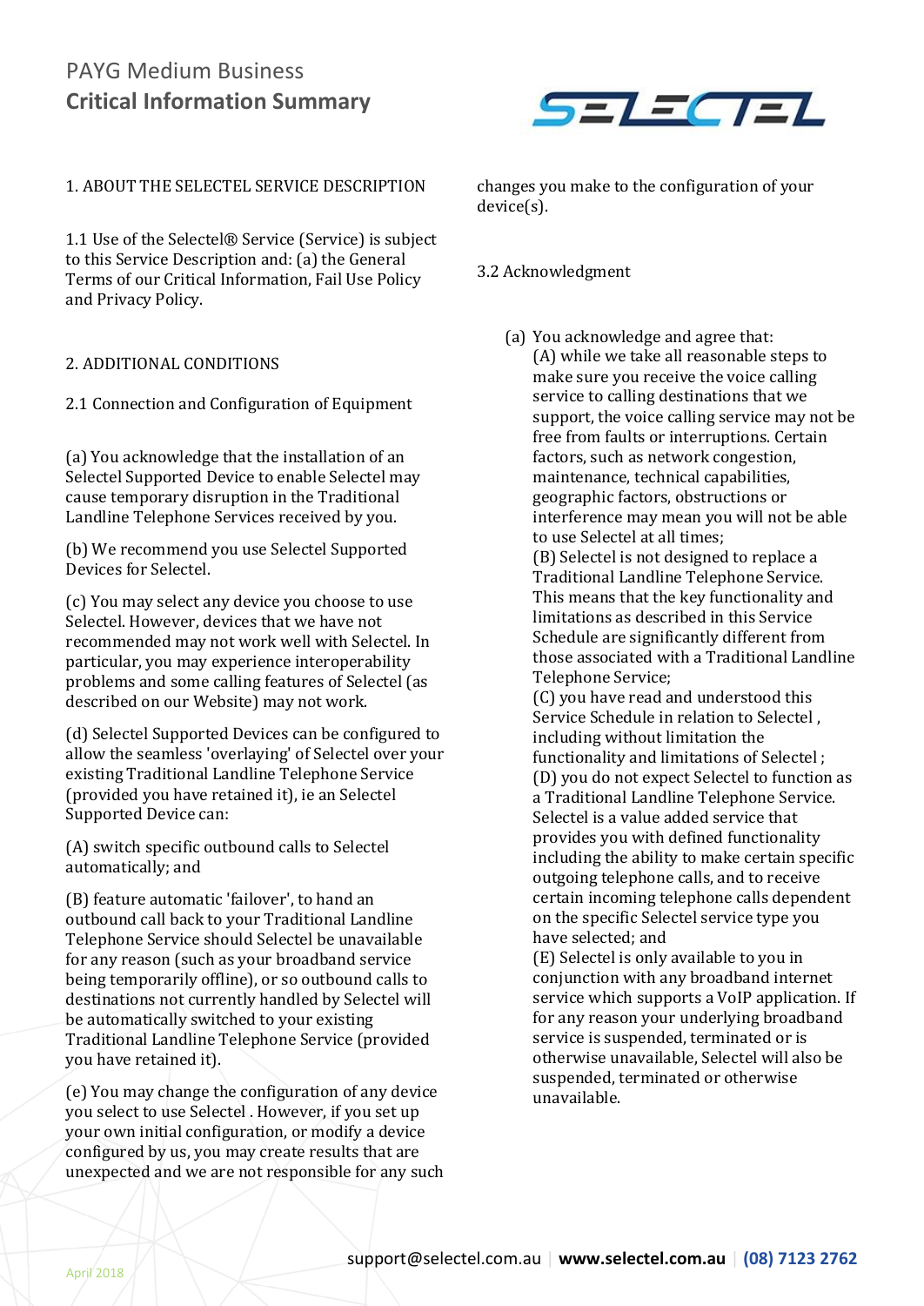# PAYG Medium Business
## Critical Information Summary

1. ABOUT THE SELECTEL SERVICE DESCRIPTION

1.1 Use of the Selectel® Service (Service) is subject to this Service Description and: (a) the General Terms of our Critical Information, Fail Use Policy and Privacy Policy.

2. ADDITIONAL CONDITIONS

2.1 Connection and Configuration of Equipment

(a) You acknowledge that the installation of an Selectel Supported Device to enable Selectel may cause temporary disruption in the Traditional Landline Telephone Services received by you.

(b) We recommend you use Selectel Supported Devices for Selectel.

(c) You may select any device you choose to use Selectel. However, devices that we have not recommended may not work well with Selectel. In particular, you may experience interoperability problems and some calling features of Selectel (as described on our Website) may not work.

(d) Selectel Supported Devices can be configured to allow the seamless 'overlaying' of Selectel over your existing Traditional Landline Telephone Service (provided you have retained it), ie an Selectel Supported Device can:

(A) switch specific outbound calls to Selectel automatically; and

(B) feature automatic 'failover', to hand an outbound call back to your Traditional Landline Telephone Service should Selectel be unavailable for any reason (such as your broadband service being temporarily offline), or so outbound calls to destinations not currently handled by Selectel will be automatically switched to your existing Traditional Landline Telephone Service (provided you have retained it).

(e) You may change the configuration of any device you select to use Selectel . However, if you set up your own initial configuration, or modify a device configured by us, you may create results that are unexpected and we are not responsible for any such changes you make to the configuration of your device(s).

3.2 Acknowledgment

(a) You acknowledge and agree that:
(A) while we take all reasonable steps to make sure you receive the voice calling service to calling destinations that we support, the voice calling service may not be free from faults or interruptions. Certain factors, such as network congestion, maintenance, technical capabilities, geographic factors, obstructions or interference may mean you will not be able to use Selectel at all times;
(B) Selectel is not designed to replace a Traditional Landline Telephone Service. This means that the key functionality and limitations as described in this Service Schedule are significantly different from those associated with a Traditional Landline Telephone Service;
(C) you have read and understood this Service Schedule in relation to Selectel , including without limitation the functionality and limitations of Selectel ;
(D) you do not expect Selectel to function as a Traditional Landline Telephone Service. Selectel is a value added service that provides you with defined functionality including the ability to make certain specific outgoing telephone calls, and to receive certain incoming telephone calls dependent on the specific Selectel service type you have selected; and
(E) Selectel is only available to you in conjunction with any broadband internet service which supports a VoIP application. If for any reason your underlying broadband service is suspended, terminated or is otherwise unavailable, Selectel will also be suspended, terminated or otherwise unavailable.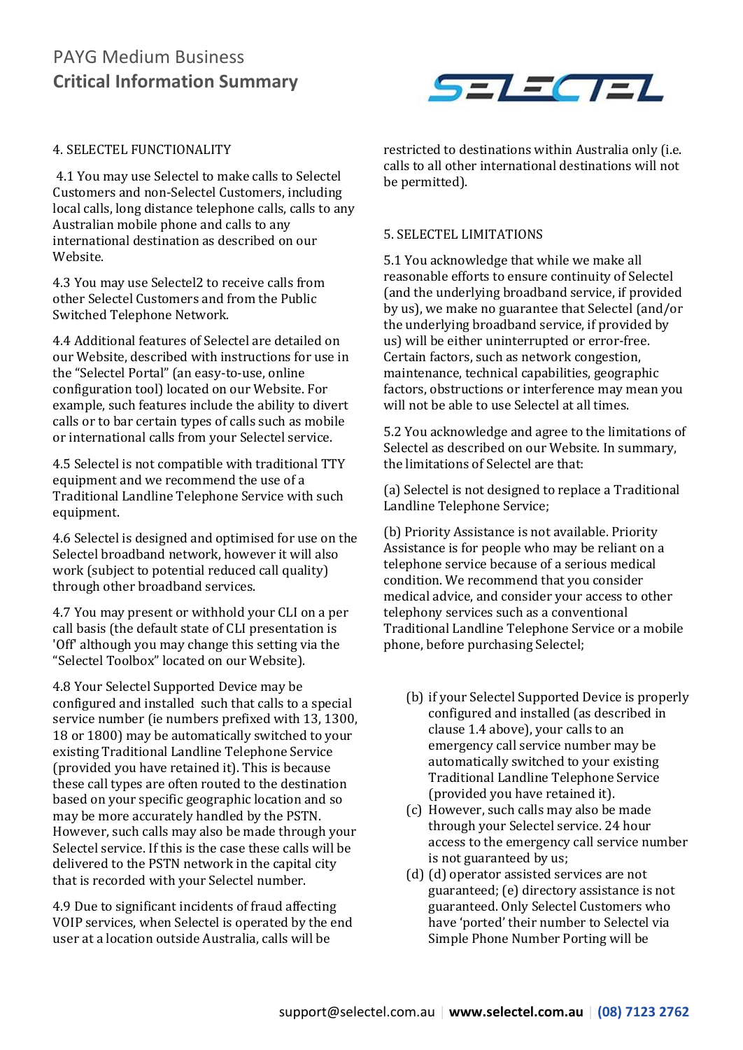# PAYG Medium Business
## Critical Information Summary

4. SELECTEL FUNCTIONALITY

4.1 You may use Selectel to make calls to Selectel Customers and non-Selectel Customers, including local calls, long distance telephone calls, calls to any Australian mobile phone and calls to any international destination as described on our Website.

4.3 You may use Selectel2 to receive calls from other Selectel Customers and from the Public Switched Telephone Network.

4.4 Additional features of Selectel are detailed on our Website, described with instructions for use in the "Selectel Portal" (an easy-to-use, online configuration tool) located on our Website. For example, such features include the ability to divert calls or to bar certain types of calls such as mobile or international calls from your Selectel service.

4.5 Selectel is not compatible with traditional TTY equipment and we recommend the use of a Traditional Landline Telephone Service with such equipment.

4.6 Selectel is designed and optimised for use on the Selectel broadband network, however it will also work (subject to potential reduced call quality) through other broadband services.

4.7 You may present or withhold your CLI on a per call basis (the default state of CLI presentation is 'Off' although you may change this setting via the "Selectel Toolbox" located on our Website).

4.8 Your Selectel Supported Device may be configured and installed such that calls to a special service number (ie numbers prefixed with 13, 1300, 18 or 1800) may be automatically switched to your existing Traditional Landline Telephone Service (provided you have retained it). This is because these call types are often routed to the destination based on your specific geographic location and so may be more accurately handled by the PSTN. However, such calls may also be made through your Selectel service. If this is the case these calls will be delivered to the PSTN network in the capital city that is recorded with your Selectel number.

4.9 Due to significant incidents of fraud affecting VOIP services, when Selectel is operated by the end user at a location outside Australia, calls will be restricted to destinations within Australia only (i.e. calls to all other international destinations will not be permitted).

5. SELECTEL LIMITATIONS

5.1 You acknowledge that while we make all reasonable efforts to ensure continuity of Selectel (and the underlying broadband service, if provided by us), we make no guarantee that Selectel (and/or the underlying broadband service, if provided by us) will be either uninterrupted or error-free. Certain factors, such as network congestion, maintenance, technical capabilities, geographic factors, obstructions or interference may mean you will not be able to use Selectel at all times.

5.2 You acknowledge and agree to the limitations of Selectel as described on our Website. In summary, the limitations of Selectel are that:

(a) Selectel is not designed to replace a Traditional Landline Telephone Service;

(b) Priority Assistance is not available. Priority Assistance is for people who may be reliant on a telephone service because of a serious medical condition. We recommend that you consider medical advice, and consider your access to other telephony services such as a conventional Traditional Landline Telephone Service or a mobile phone, before purchasing Selectel;

(b) if your Selectel Supported Device is properly configured and installed (as described in clause 1.4 above), your calls to an emergency call service number may be automatically switched to your existing Traditional Landline Telephone Service (provided you have retained it).

(c) However, such calls may also be made through your Selectel service. 24 hour access to the emergency call service number is not guaranteed by us;

(d) (d) operator assisted services are not guaranteed; (e) directory assistance is not guaranteed. Only Selectel Customers who have 'ported' their number to Selectel via Simple Phone Number Porting will be

support@selectel.com.au | www.selectel.com.au | (08) 7123 2762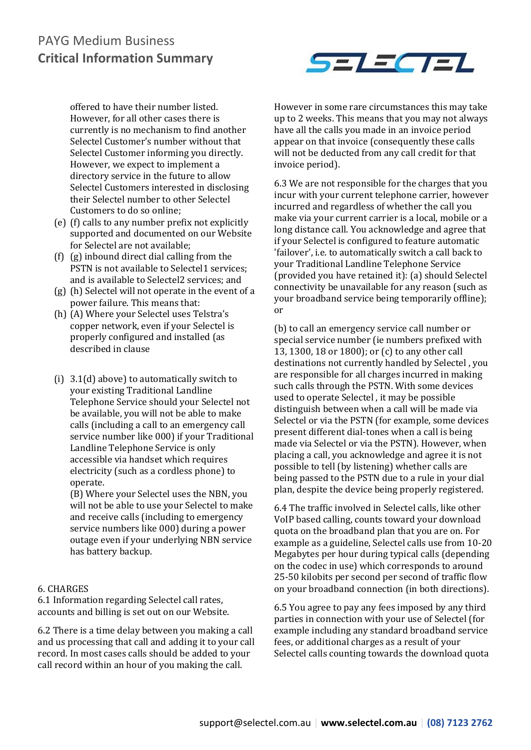offered to have their number listed. However, for all other cases there is currently is no mechanism to find another Selectel Customer's number without that Selectel Customer informing you directly. However, we expect to implement a directory service in the future to allow Selectel Customers interested in disclosing their Selectel number to other Selectel Customers to do so online;

(e) (f) calls to any number prefix not explicitly supported and documented on our Website for Selectel are not available;

(f) (g) inbound direct dial calling from the PSTN is not available to Selectel1 services; and is available to Selectel2 services; and

(g) (h) Selectel will not operate in the event of a power failure. This means that:

(h) (A) Where your Selectel uses Telstra's copper network, even if your Selectel is properly configured and installed (as described in clause

(i) 3.1(d) above) to automatically switch to your existing Traditional Landline Telephone Service should your Selectel not be available, you will not be able to make calls (including a call to an emergency call service number like 000) if your Traditional Landline Telephone Service is only accessible via handset which requires electricity (such as a cordless phone) to operate.

(B) Where your Selectel uses the NBN, you will not be able to use your Selectel to make and receive calls (including to emergency service numbers like 000) during a power outage even if your underlying NBN service has battery backup.

6. CHARGES

6.1 Information regarding Selectel call rates, accounts and billing is set out on our Website.

6.2 There is a time delay between you making a call and us processing that call and adding it to your call record. In most cases calls should be added to your call record within an hour of you making the call. However in some rare circumstances this may take up to 2 weeks. This means that you may not always have all the calls you made in an invoice period appear on that invoice (consequently these calls will not be deducted from any call credit for that invoice period).

6.3 We are not responsible for the charges that you incur with your current telephone carrier, however incurred and regardless of whether the call you make via your current carrier is a local, mobile or a long distance call. You acknowledge and agree that if your Selectel is configured to feature automatic 'failover', i.e. to automatically switch a call back to your Traditional Landline Telephone Service (provided you have retained it): (a) should Selectel connectivity be unavailable for any reason (such as your broadband service being temporarily offline); or

(b) to call an emergency service call number or special service number (ie numbers prefixed with 13, 1300, 18 or 1800); or (c) to any other call destinations not currently handled by Selectel , you are responsible for all charges incurred in making such calls through the PSTN. With some devices used to operate Selectel , it may be possible distinguish between when a call will be made via Selectel or via the PSTN (for example, some devices present different dial-tones when a call is being made via Selectel or via the PSTN). However, when placing a call, you acknowledge and agree it is not possible to tell (by listening) whether calls are being passed to the PSTN due to a rule in your dial plan, despite the device being properly registered.

6.4 The traffic involved in Selectel calls, like other VoIP based calling, counts toward your download quota on the broadband plan that you are on. For example as a guideline, Selectel calls use from 10-20 Megabytes per hour during typical calls (depending on the codec in use) which corresponds to around 25-50 kilobits per second per second of traffic flow on your broadband connection (in both directions).

6.5 You agree to pay any fees imposed by any third parties in connection with your use of Selectel (for example including any standard broadband service fees, or additional charges as a result of your Selectel calls counting towards the download quota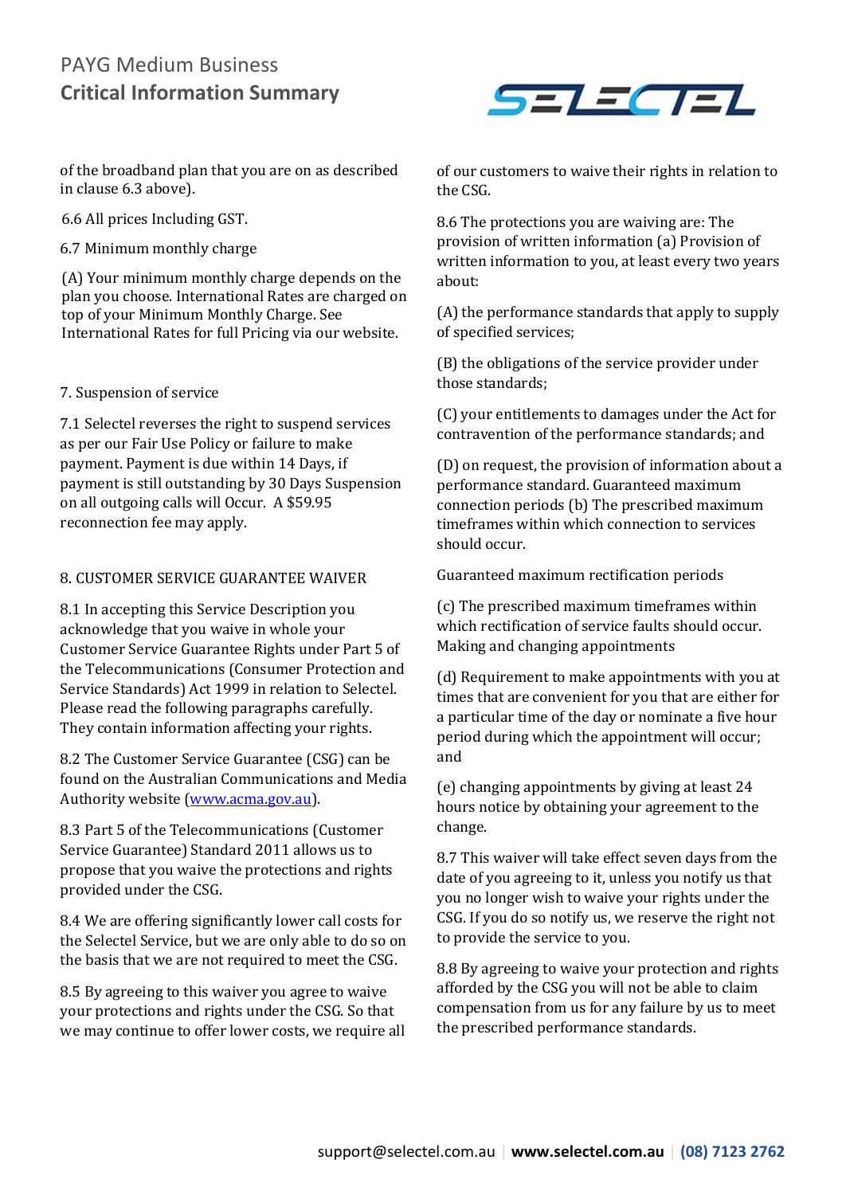of the broadband plan that you are on as described in clause 6.3 above).

6.6 All prices Including GST.

6.7 Minimum monthly charge

(A) Your minimum monthly charge depends on the plan you choose. International Rates are charged on top of your Minimum Monthly Charge. See International Rates for full Pricing via our website.

7. Suspension of service

7.1 Selectel reverses the right to suspend services as per our Fair Use Policy or failure to make payment. Payment is due within 14 Days, if payment is still outstanding by 30 Days Suspension on all outgoing calls will Occur. A $59.95 reconnection fee may apply.

8. CUSTOMER SERVICE GUARANTEE WAIVER

8.1 In accepting this Service Description you acknowledge that you waive in whole your Customer Service Guarantee Rights under Part 5 of the Telecommunications (Consumer Protection and Service Standards) Act 1999 in relation to Selectel. Please read the following paragraphs carefully. They contain information affecting your rights.

8.2 The Customer Service Guarantee (CSG) can be found on the Australian Communications and Media Authority website ([www.acma.gov.au](http://www.acma.gov.au)).

8.3 Part 5 of the Telecommunications (Customer Service Guarantee) Standard 2011 allows us to propose that you waive the protections and rights provided under the CSG.

8.4 We are offering significantly lower call costs for the Selectel Service, but we are only able to do so on the basis that we are not required to meet the CSG.

8.5 By agreeing to this waiver you agree to waive your protections and rights under the CSG. So that we may continue to offer lower costs, we require all of our customers to waive their rights in relation to the CSG.

8.6 The protections you are waiving are: The provision of written information (a) Provision of written information to you, at least every two years about:

(A) the performance standards that apply to supply of specified services;

(B) the obligations of the service provider under those standards;

(C) your entitlements to damages under the Act for contravention of the performance standards; and

(D) on request, the provision of information about a performance standard. Guaranteed maximum connection periods (b) The prescribed maximum timeframes within which connection to services should occur.

Guaranteed maximum rectification periods

(c) The prescribed maximum timeframes within which rectification of service faults should occur. Making and changing appointments

(d) Requirement to make appointments with you at times that are convenient for you that are either for a particular time of the day or nominate a five hour period during which the appointment will occur; and

(e) changing appointments by giving at least 24 hours notice by obtaining your agreement to the change.

8.7 This waiver will take effect seven days from the date of you agreeing to it, unless you notify us that you no longer wish to waive your rights under the CSG. If you do so notify us, we reserve the right not to provide the service to you.

8.8 By agreeing to waive your protection and rights afforded by the CSG you will not be able to claim compensation from us for any failure by us to meet the prescribed performance standards.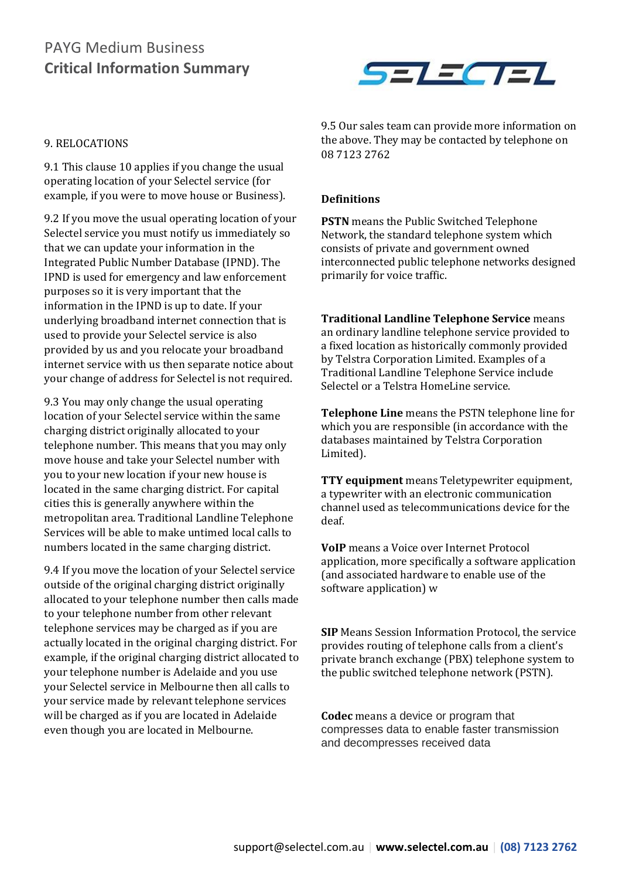9. RELOCATIONS

9.1 This clause 10 applies if you change the usual operating location of your Selectel service (for example, if you were to move house or Business).

9.2 If you move the usual operating location of your Selectel service you must notify us immediately so that we can update your information in the Integrated Public Number Database (IPND). The IPND is used for emergency and law enforcement purposes so it is very important that the information in the IPND is up to date. If your underlying broadband internet connection that is used to provide your Selectel service is also provided by us and you relocate your broadband internet service with us then separate notice about your change of address for Selectel is not required.

9.3 You may only change the usual operating location of your Selectel service within the same charging district originally allocated to your telephone number. This means that you may only move house and take your Selectel number with you to your new location if your new house is located in the same charging district. For capital cities this is generally anywhere within the metropolitan area. Traditional Landline Telephone Services will be able to make untimed local calls to numbers located in the same charging district.

9.4 If you move the location of your Selectel service outside of the original charging district originally allocated to your telephone number then calls made to your telephone number from other relevant telephone services may be charged as if you are actually located in the original charging district. For example, if the original charging district allocated to your telephone number is Adelaide and you use your Selectel service in Melbourne then all calls to your service made by relevant telephone services will be charged as if you are located in Adelaide even though you are located in Melbourne.

9.5 Our sales team can provide more information on the above. They may be contacted by telephone on 08 7123 2762

**Definitions**

**PSTN** means the Public Switched Telephone Network, the standard telephone system which consists of private and government owned interconnected public telephone networks designed primarily for voice traffic.

**Traditional Landline Telephone Service** means an ordinary landline telephone service provided to a fixed location as historically commonly provided by Telstra Corporation Limited. Examples of a Traditional Landline Telephone Service include Selectel or a Telstra HomeLine service.

**Telephone Line** means the PSTN telephone line for which you are responsible (in accordance with the databases maintained by Telstra Corporation Limited).

**TTY equipment** means Teletypewriter equipment, a typewriter with an electronic communication channel used as telecommunications device for the deaf.

**VoIP** means a Voice over Internet Protocol application, more specifically a software application (and associated hardware to enable use of the software application) w

**SIP** Means Session Information Protocol, the service provides routing of telephone calls from a client's private branch exchange (PBX) telephone system to the public switched telephone network (PSTN).

**Codec** means a device or program that compresses data to enable faster transmission and decompresses received data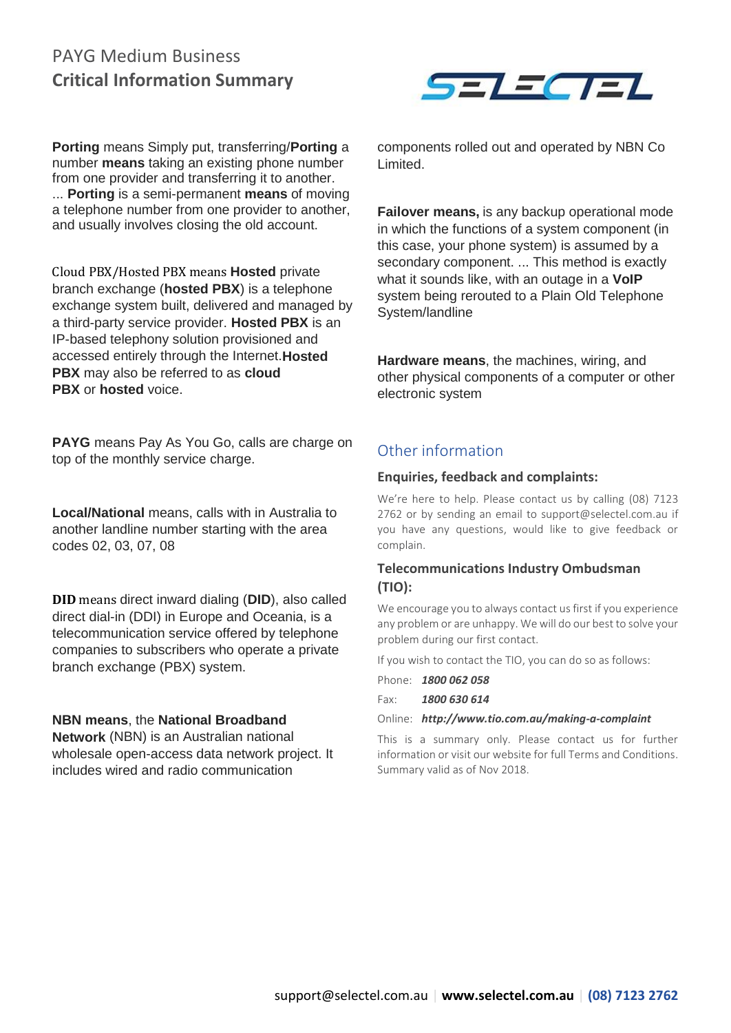PAYG Medium Business

**Critical Information Summary**

**Porting** means Simply put, transferring/**Porting** a number **means** taking an existing phone number from one provider and transferring it to another. ... **Porting** is a semi-permanent **means** of moving a telephone number from one provider to another, and usually involves closing the old account.

Cloud PBX/Hosted PBX means **Hosted** private branch exchange (**hosted PBX**) is a telephone exchange system built, delivered and managed by a third-party service provider. **Hosted PBX** is an IP-based telephony solution provisioned and accessed entirely through the Internet.**Hosted PBX** may also be referred to as **cloud PBX** or **hosted** voice.

**PAYG** means Pay As You Go, calls are charge on top of the monthly service charge.

**Local/National** means, calls with in Australia to another landline number starting with the area codes 02, 03, 07, 08

**DID** means direct inward dialing (**DID**), also called direct dial-in (DDI) in Europe and Oceania, is a telecommunication service offered by telephone companies to subscribers who operate a private branch exchange (PBX) system.

**NBN means**, the **National Broadband Network** (NBN) is an Australian national wholesale open-access data network project. It includes wired and radio communication components rolled out and operated by NBN Co Limited.

**Failover means,** is any backup operational mode in which the functions of a system component (in this case, your phone system) is assumed by a secondary component. ... This method is exactly what it sounds like, with an outage in a **VoIP** system being rerouted to a Plain Old Telephone System/landline

**Hardware means**, the machines, wiring, and other physical components of a computer or other electronic system

## Other information

### Enquiries, feedback and complaints:

We're here to help. Please contact us by calling (08) 7123 2762 or by sending an email to support@selectel.com.au if you have any questions, would like to give feedback or complain.

### Telecommunications Industry Ombudsman (TIO):

We encourage you to always contact us first if you experience any problem or are unhappy. We will do our best to solve your problem during our first contact.

If you wish to contact the TIO, you can do so as follows:

Phone: ***1800 062 058***

Fax: ***1800 630 614***

Online: ***http://www.tio.com.au/making-a-complaint***

This is a summary only. Please contact us for further information or visit our website for full Terms and Conditions. Summary valid as of Nov 2018.

support@selectel.com.au | **www.selectel.com.au** | **(08) 7123 2762**